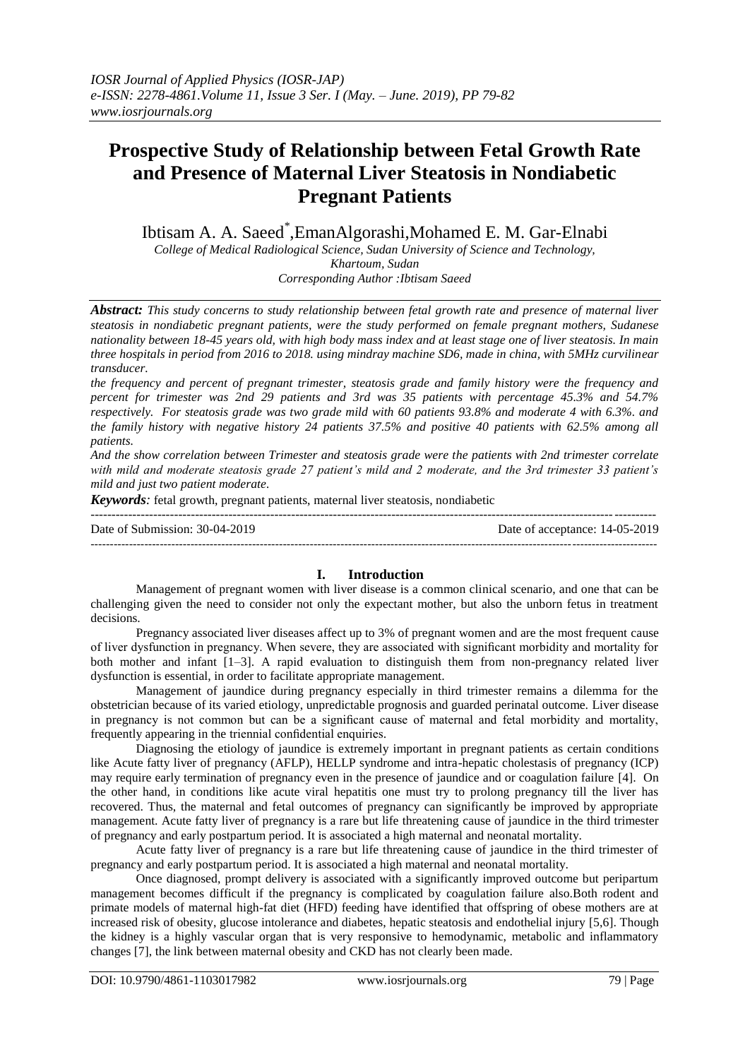# Prospective Study of Relationship between Fetal Growth Rate and Presence of Maternal Liver Steatosis in Nondiabetic Pregnant Patients

Ibtisam A. A. Saeed[*],EmanAlgorashi,Mohamed E. M. Gar-Elnabi

*College of Medical Radiological Science, Sudan University of Science and Technology, Khartoum, Sudan*
*Corresponding Author :Ibtisam Saeed*

***Abstract:*** *This study concerns to study relationship between fetal growth rate and presence of maternal liver steatosis in nondiabetic pregnant patients, were the study performed on female pregnant mothers, Sudanese nationality between 18-45 years old, with high body mass index and at least stage one of liver steatosis. In main three hospitals in period from 2016 to 2018. using mindray machine SD6, made in china, with 5MHz curvilinear transducer.*

*the frequency and percent of pregnant trimester, steatosis grade and family history were the frequency and percent for trimester was 2nd 29 patients and 3rd was 35 patients with percentage 45.3% and 54.7% respectively. For steatosis grade was two grade mild with 60 patients 93.8% and moderate 4 with 6.3%. and the family history with negative history 24 patients 37.5% and positive 40 patients with 62.5% among all patients.*

*And the show correlation between Trimester and steatosis grade were the patients with 2nd trimester correlate with mild and moderate steatosis grade 27 patient's mild and 2 moderate, and the 3rd trimester 33 patient's mild and just two patient moderate.*

***Keywords****:* fetal growth, pregnant patients, maternal liver steatosis, nondiabetic

---

Date of Submission: 30-04-2019 Date of acceptance: 14-05-2019

---

## I. Introduction

Management of pregnant women with liver disease is a common clinical scenario, and one that can be challenging given the need to consider not only the expectant mother, but also the unborn fetus in treatment decisions.

Pregnancy associated liver diseases affect up to 3% of pregnant women and are the most frequent cause of liver dysfunction in pregnancy. When severe, they are associated with significant morbidity and mortality for both mother and infant [1–3]. A rapid evaluation to distinguish them from non-pregnancy related liver dysfunction is essential, in order to facilitate appropriate management.

Management of jaundice during pregnancy especially in third trimester remains a dilemma for the obstetrician because of its varied etiology, unpredictable prognosis and guarded perinatal outcome. Liver disease in pregnancy is not common but can be a significant cause of maternal and fetal morbidity and mortality, frequently appearing in the triennial confidential enquiries.

Diagnosing the etiology of jaundice is extremely important in pregnant patients as certain conditions like Acute fatty liver of pregnancy (AFLP), HELLP syndrome and intra-hepatic cholestasis of pregnancy (ICP) may require early termination of pregnancy even in the presence of jaundice and or coagulation failure [4]. On the other hand, in conditions like acute viral hepatitis one must try to prolong pregnancy till the liver has recovered. Thus, the maternal and fetal outcomes of pregnancy can significantly be improved by appropriate management. Acute fatty liver of pregnancy is a rare but life threatening cause of jaundice in the third trimester of pregnancy and early postpartum period. It is associated a high maternal and neonatal mortality.

Acute fatty liver of pregnancy is a rare but life threatening cause of jaundice in the third trimester of pregnancy and early postpartum period. It is associated a high maternal and neonatal mortality.

Once diagnosed, prompt delivery is associated with a significantly improved outcome but peripartum management becomes difficult if the pregnancy is complicated by coagulation failure also.Both rodent and primate models of maternal high-fat diet (HFD) feeding have identified that offspring of obese mothers are at increased risk of obesity, glucose intolerance and diabetes, hepatic steatosis and endothelial injury [5,6]. Though the kidney is a highly vascular organ that is very responsive to hemodynamic, metabolic and inflammatory changes [7], the link between maternal obesity and CKD has not clearly been made.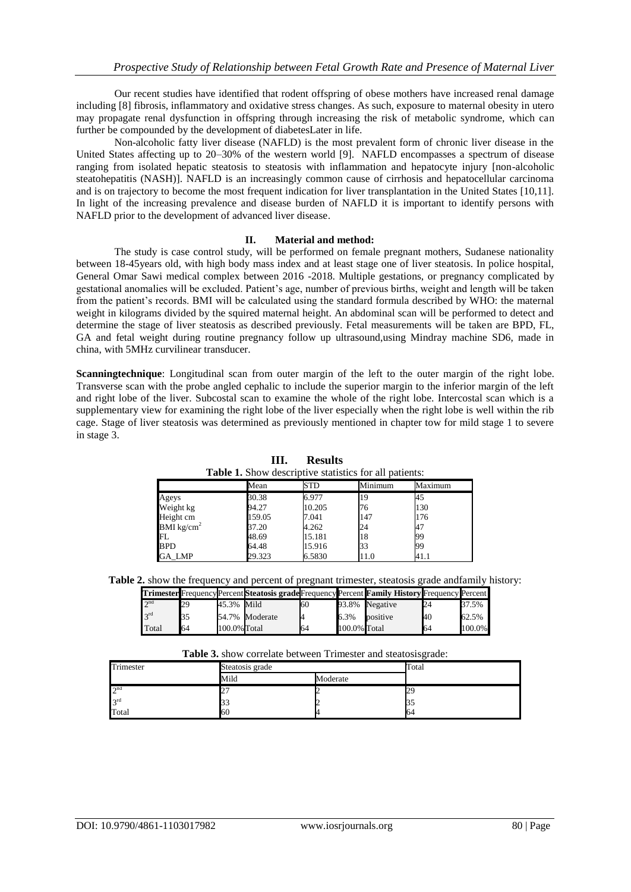Our recent studies have identified that rodent offspring of obese mothers have increased renal damage including [8] fibrosis, inflammatory and oxidative stress changes. As such, exposure to maternal obesity in utero may propagate renal dysfunction in offspring through increasing the risk of metabolic syndrome, which can further be compounded by the development of diabetesLater in life.

Non-alcoholic fatty liver disease (NAFLD) is the most prevalent form of chronic liver disease in the United States affecting up to 20–30% of the western world [9]. NAFLD encompasses a spectrum of disease ranging from isolated hepatic steatosis to steatosis with inflammation and hepatocyte injury [non-alcoholic steatohepatitis (NASH)]. NAFLD is an increasingly common cause of cirrhosis and hepatocellular carcinoma and is on trajectory to become the most frequent indication for liver transplantation in the United States [10,11]. In light of the increasing prevalence and disease burden of NAFLD it is important to identify persons with NAFLD prior to the development of advanced liver disease.

## II. Material and method:

The study is case control study, will be performed on female pregnant mothers, Sudanese nationality between 18-45years old, with high body mass index and at least stage one of liver steatosis. In police hospital, General Omar Sawi medical complex between 2016 -2018. Multiple gestations, or pregnancy complicated by gestational anomalies will be excluded. Patient's age, number of previous births, weight and length will be taken from the patient's records. BMI will be calculated using the standard formula described by WHO: the maternal weight in kilograms divided by the squired maternal height. An abdominal scan will be performed to detect and determine the stage of liver steatosis as described previously. Fetal measurements will be taken are BPD, FL, GA and fetal weight during routine pregnancy follow up ultrasound,using Mindray machine SD6, made in china, with 5MHz curvilinear transducer.

**Scanningtechnique**: Longitudinal scan from outer margin of the left to the outer margin of the right lobe. Transverse scan with the probe angled cephalic to include the superior margin to the inferior margin of the left and right lobe of the liver. Subcostal scan to examine the whole of the right lobe. Intercostal scan which is a supplementary view for examining the right lobe of the liver especially when the right lobe is well within the rib cage. Stage of liver steatosis was determined as previously mentioned in chapter tow for mild stage 1 to severe in stage 3.

## III. Results

**Table 1.** Show descriptive statistics for all patients:

| | Mean | STD | Minimum | Maximum |
|---|---|---|---|---|
| Ageys | 30.38 | 6.977 | 19 | 45 |
| Weight kg | 94.27 | 10.205 | 76 | 130 |
| Height cm | 159.05 | 7.041 | 147 | 176 |
| BMI $kg/cm^2$ | 37.20 | 4.262 | 24 | 47 |
| FL | 48.69 | 15.181 | 18 | 99 |
| BPD | 64.48 | 15.916 | 33 | 99 |
| GA_LMP | 29.323 | 6.5830 | 11.0 | 41.1 |

**Table 2.** show the frequency and percent of pregnant trimester, steatosis grade andfamily history:

| **Trimester** | Frequency | Percent | **Steatosis grade** | Frequency | Percent | **Family History** | Frequency | Percent |
|---|---|---|---|---|---|---|---|---|
| 2[nd] | 29 | 45.3% | Mild | 60 | 93.8% | Negative | 24 | 37.5% |
| 3[rd] | 35 | 54.7% | Moderate | 4 | 6.3% | positive | 40 | 62.5% |
| Total | 64 | 100.0% | Total | 64 | 100.0% | Total | 64 | 100.0% |

**Table 3.** show correlate between Trimester and steatosisgrade:

| Trimester | Steatosis grade | | Total |
|---|---|---|---|
| | Mild | Moderate | |
| 2[nd] | 27 | 2 | 29 |
| 3[rd] | 33 | 2 | 35 |
| Total | 60 | 4 | 64 |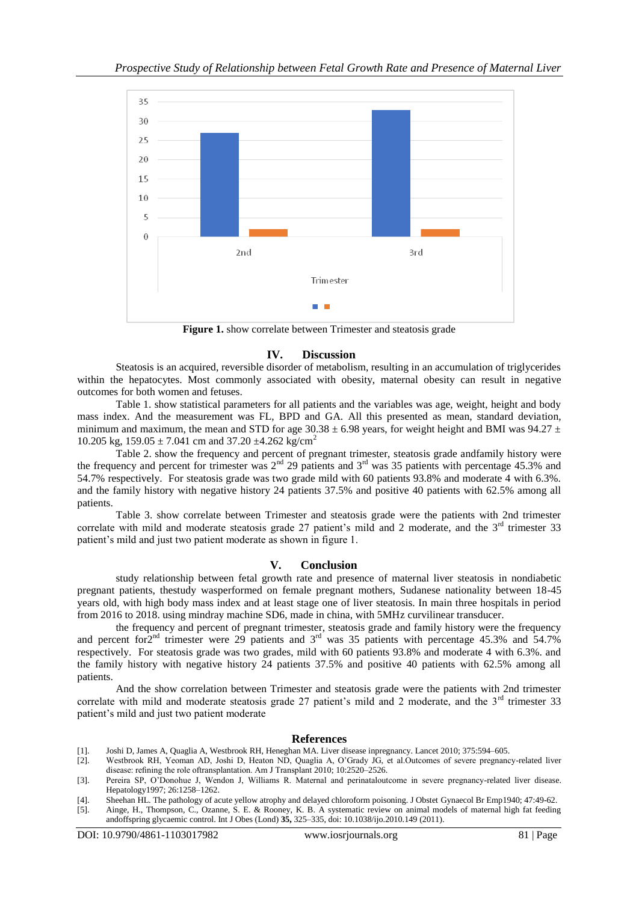35
30
25
20
15
10
5
0

2nd 3rd

Trimester

**Figure 1.** show correlate between Trimester and steatosis grade

## IV. Discussion

Steatosis is an acquired, reversible disorder of metabolism, resulting in an accumulation of triglycerides within the hepatocytes. Most commonly associated with obesity, maternal obesity can result in negative outcomes for both women and fetuses.

Table 1. show statistical parameters for all patients and the variables was age, weight, height and body mass index. And the measurement was FL, BPD and GA. All this presented as mean, standard deviation, minimum and maximum, the mean and STD for age 30.38 ± 6.98 years, for weight height and BMI was 94.27 ± 10.205 kg, 159.05 ± 7.041 cm and 37.20 ±4.262 kg/cm$^2$

Table 2. show the frequency and percent of pregnant trimester, steatosis grade andfamily history were the frequency and percent for trimester was 2$^{nd}$ 29 patients and 3$^{rd}$ was 35 patients with percentage 45.3% and 54.7% respectively. For steatosis grade was two grade mild with 60 patients 93.8% and moderate 4 with 6.3%. and the family history with negative history 24 patients 37.5% and positive 40 patients with 62.5% among all patients.

Table 3. show correlate between Trimester and steatosis grade were the patients with 2nd trimester correlate with mild and moderate steatosis grade 27 patient's mild and 2 moderate, and the 3$^{rd}$ trimester 33 patient's mild and just two patient moderate as shown in figure 1.

## V. Conclusion

study relationship between fetal growth rate and presence of maternal liver steatosis in nondiabetic pregnant patients, thestudy wasperformed on female pregnant mothers, Sudanese nationality between 18-45 years old, with high body mass index and at least stage one of liver steatosis. In main three hospitals in period from 2016 to 2018. using mindray machine SD6, made in china, with 5MHz curvilinear transducer.

the frequency and percent of pregnant trimester, steatosis grade and family history were the frequency and percent for2$^{nd}$ trimester were 29 patients and 3$^{rd}$ was 35 patients with percentage 45.3% and 54.7% respectively. For steatosis grade was two grades, mild with 60 patients 93.8% and moderate 4 with 6.3%. and the family history with negative history 24 patients 37.5% and positive 40 patients with 62.5% among all patients.

And the show correlation between Trimester and steatosis grade were the patients with 2nd trimester correlate with mild and moderate steatosis grade 27 patient's mild and 2 moderate, and the 3$^{rd}$ trimester 33 patient's mild and just two patient moderate

## References

[1]. Joshi D, James A, Quaglia A, Westbrook RH, Heneghan MA. Liver disease inpregnancy. Lancet 2010; 375:594–605.

[2]. Westbrook RH, Yeoman AD, Joshi D, Heaton ND, Quaglia A, O'Grady JG, et al.Outcomes of severe pregnancy-related liver disease: refining the role oftransplantation. Am J Transplant 2010; 10:2520–2526.

[3]. Pereira SP, O'Donohue J, Wendon J, Williams R. Maternal and perinataloutcome in severe pregnancy-related liver disease. Hepatology1997; 26:1258–1262.

[4]. Sheehan HL. The pathology of acute yellow atrophy and delayed chloroform poisoning. J Obstet Gynaecol Br Emp1940; 47:49-62.

[5]. Ainge, H., Thompson, C., Ozanne, S. E. & Rooney, K. B. A systematic review on animal models of maternal high fat feeding andoffspring glycaemic control. Int J Obes (Lond) **35,** 325–335, doi: 10.1038/ijo.2010.149 (2011).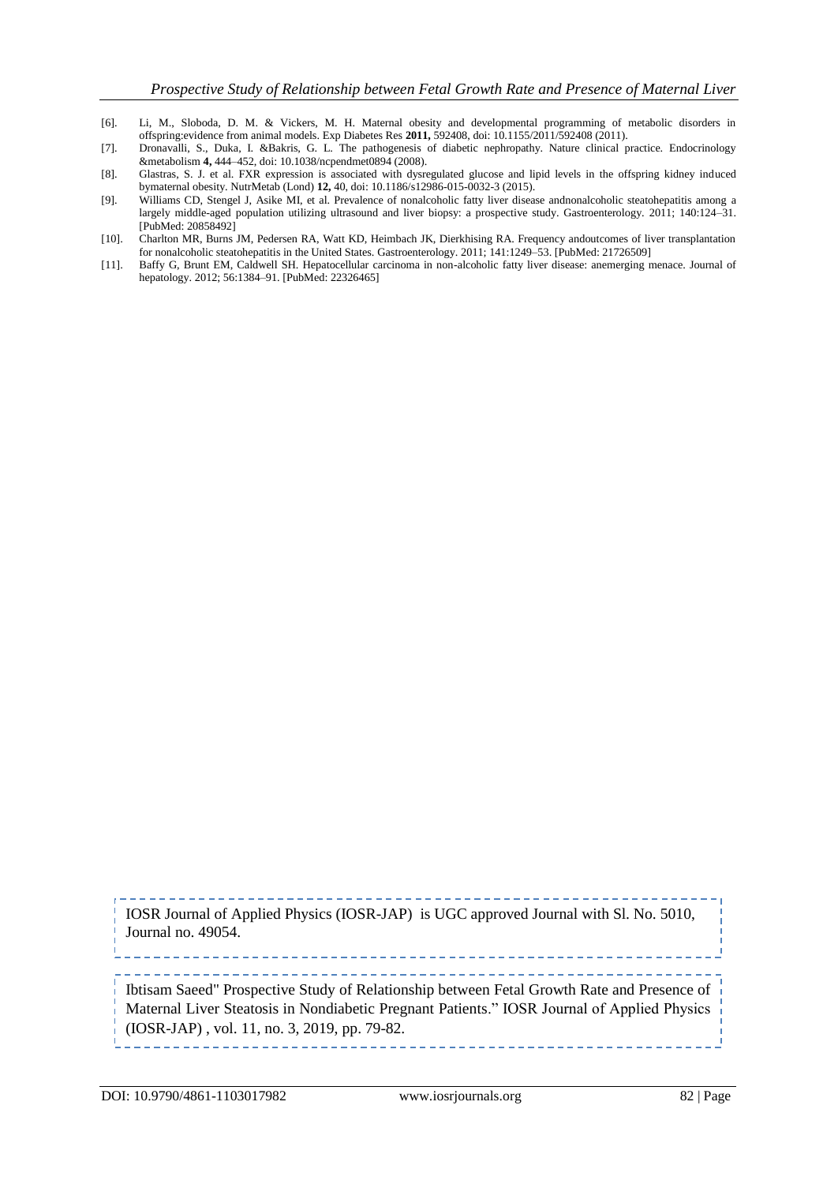[6]. Li, M., Sloboda, D. M. & Vickers, M. H. Maternal obesity and developmental programming of metabolic disorders in offspring:evidence from animal models. Exp Diabetes Res **2011,** 592408, doi: 10.1155/2011/592408 (2011).

[7]. Dronavalli, S., Duka, I. &Bakris, G. L. The pathogenesis of diabetic nephropathy. Nature clinical practice. Endocrinology &metabolism **4,** 444–452, doi: 10.1038/ncpendmet0894 (2008).

[8]. Glastras, S. J. et al. FXR expression is associated with dysregulated glucose and lipid levels in the offspring kidney induced bymaternal obesity. NutrMetab (Lond) **12,** 40, doi: 10.1186/s12986-015-0032-3 (2015).

[9]. Williams CD, Stengel J, Asike MI, et al. Prevalence of nonalcoholic fatty liver disease andnonalcoholic steatohepatitis among a largely middle-aged population utilizing ultrasound and liver biopsy: a prospective study. Gastroenterology. 2011; 140:124–31. [PubMed: 20858492]

[10]. Charlton MR, Burns JM, Pedersen RA, Watt KD, Heimbach JK, Dierkhising RA. Frequency andoutcomes of liver transplantation for nonalcoholic steatohepatitis in the United States. Gastroenterology. 2011; 141:1249–53. [PubMed: 21726509]

[11]. Baffy G, Brunt EM, Caldwell SH. Hepatocellular carcinoma in non-alcoholic fatty liver disease: anemerging menace. Journal of hepatology. 2012; 56:1384–91. [PubMed: 22326465]

IOSR Journal of Applied Physics (IOSR-JAP) is UGC approved Journal with Sl. No. 5010, Journal no. 49054.

Ibtisam Saeed" Prospective Study of Relationship between Fetal Growth Rate and Presence of Maternal Liver Steatosis in Nondiabetic Pregnant Patients." IOSR Journal of Applied Physics (IOSR-JAP) , vol. 11, no. 3, 2019, pp. 79-82.